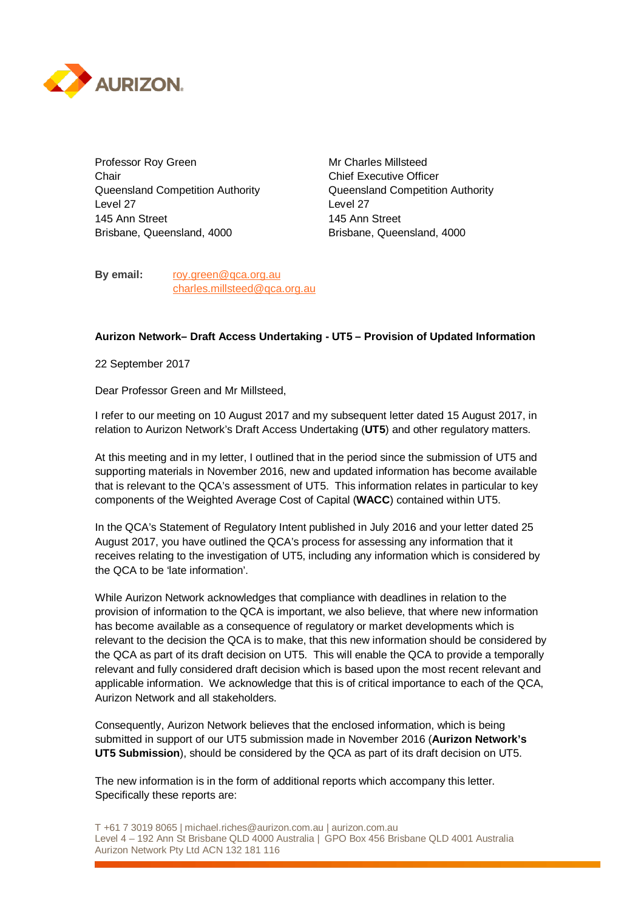Professor Roy Green
Chair
Queensland Competition Authority
Level 27
145 Ann Street
Brisbane, Queensland, 4000

Mr Charles Millsteed
Chief Executive Officer
Queensland Competition Authority
Level 27
145 Ann Street
Brisbane, Queensland, 4000

**By email:** roy.green@qca.org.au
charles.millsteed@qca.org.au

**Aurizon Network– Draft Access Undertaking - UT5 – Provision of Updated Information**

22 September 2017

Dear Professor Green and Mr Millsteed,

I refer to our meeting on 10 August 2017 and my subsequent letter dated 15 August 2017, in relation to Aurizon Network's Draft Access Undertaking (**UT5**) and other regulatory matters.

At this meeting and in my letter, I outlined that in the period since the submission of UT5 and supporting materials in November 2016, new and updated information has become available that is relevant to the QCA's assessment of UT5. This information relates in particular to key components of the Weighted Average Cost of Capital (**WACC**) contained within UT5.

In the QCA's Statement of Regulatory Intent published in July 2016 and your letter dated 25 August 2017, you have outlined the QCA's process for assessing any information that it receives relating to the investigation of UT5, including any information which is considered by the QCA to be 'late information'.

While Aurizon Network acknowledges that compliance with deadlines in relation to the provision of information to the QCA is important, we also believe, that where new information has become available as a consequence of regulatory or market developments which is relevant to the decision the QCA is to make, that this new information should be considered by the QCA as part of its draft decision on UT5. This will enable the QCA to provide a temporally relevant and fully considered draft decision which is based upon the most recent relevant and applicable information. We acknowledge that this is of critical importance to each of the QCA, Aurizon Network and all stakeholders.

Consequently, Aurizon Network believes that the enclosed information, which is being submitted in support of our UT5 submission made in November 2016 (**Aurizon Network's UT5 Submission**), should be considered by the QCA as part of its draft decision on UT5.

The new information is in the form of additional reports which accompany this letter. Specifically these reports are: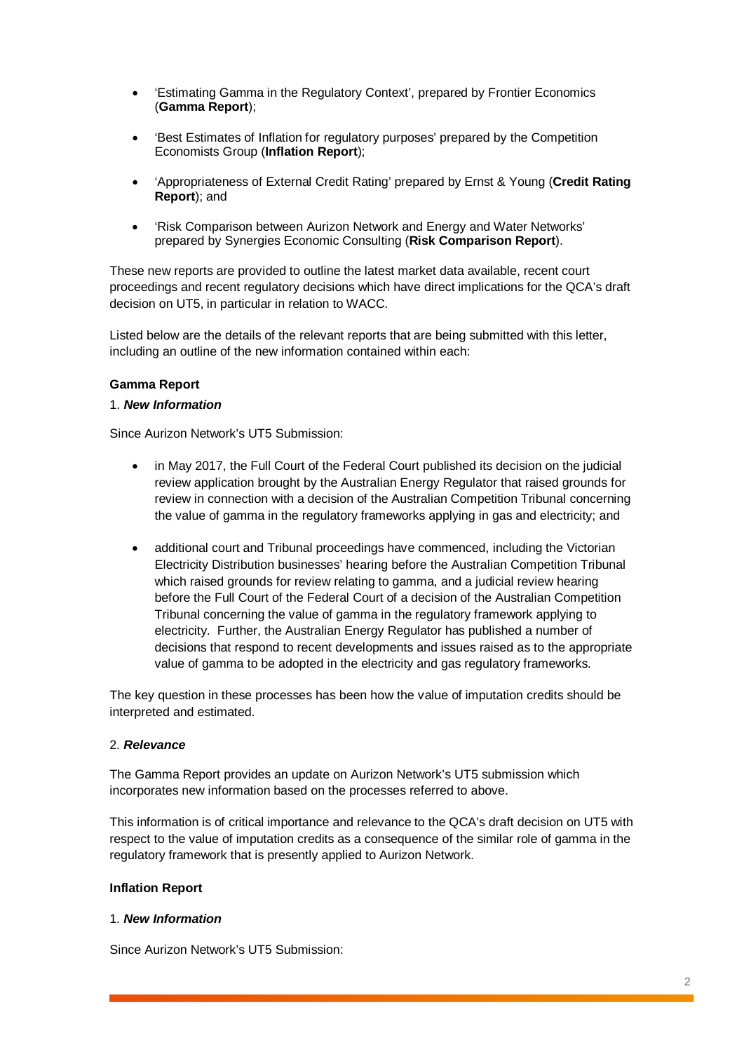- 'Estimating Gamma in the Regulatory Context', prepared by Frontier Economics (**Gamma Report**);
- 'Best Estimates of Inflation for regulatory purposes' prepared by the Competition Economists Group (**Inflation Report**);
- 'Appropriateness of External Credit Rating' prepared by Ernst & Young (**Credit Rating Report**); and
- 'Risk Comparison between Aurizon Network and Energy and Water Networks' prepared by Synergies Economic Consulting (**Risk Comparison Report**).

These new reports are provided to outline the latest market data available, recent court proceedings and recent regulatory decisions which have direct implications for the QCA's draft decision on UT5, in particular in relation to WACC.

Listed below are the details of the relevant reports that are being submitted with this letter, including an outline of the new information contained within each:

**Gamma Report**

1. ***New Information***

Since Aurizon Network's UT5 Submission:

- in May 2017, the Full Court of the Federal Court published its decision on the judicial review application brought by the Australian Energy Regulator that raised grounds for review in connection with a decision of the Australian Competition Tribunal concerning the value of gamma in the regulatory frameworks applying in gas and electricity; and
- additional court and Tribunal proceedings have commenced, including the Victorian Electricity Distribution businesses' hearing before the Australian Competition Tribunal which raised grounds for review relating to gamma, and a judicial review hearing before the Full Court of the Federal Court of a decision of the Australian Competition Tribunal concerning the value of gamma in the regulatory framework applying to electricity. Further, the Australian Energy Regulator has published a number of decisions that respond to recent developments and issues raised as to the appropriate value of gamma to be adopted in the electricity and gas regulatory frameworks.

The key question in these processes has been how the value of imputation credits should be interpreted and estimated.

2. ***Relevance***

The Gamma Report provides an update on Aurizon Network's UT5 submission which incorporates new information based on the processes referred to above.

This information is of critical importance and relevance to the QCA's draft decision on UT5 with respect to the value of imputation credits as a consequence of the similar role of gamma in the regulatory framework that is presently applied to Aurizon Network.

**Inflation Report**

1. ***New Information***

Since Aurizon Network's UT5 Submission: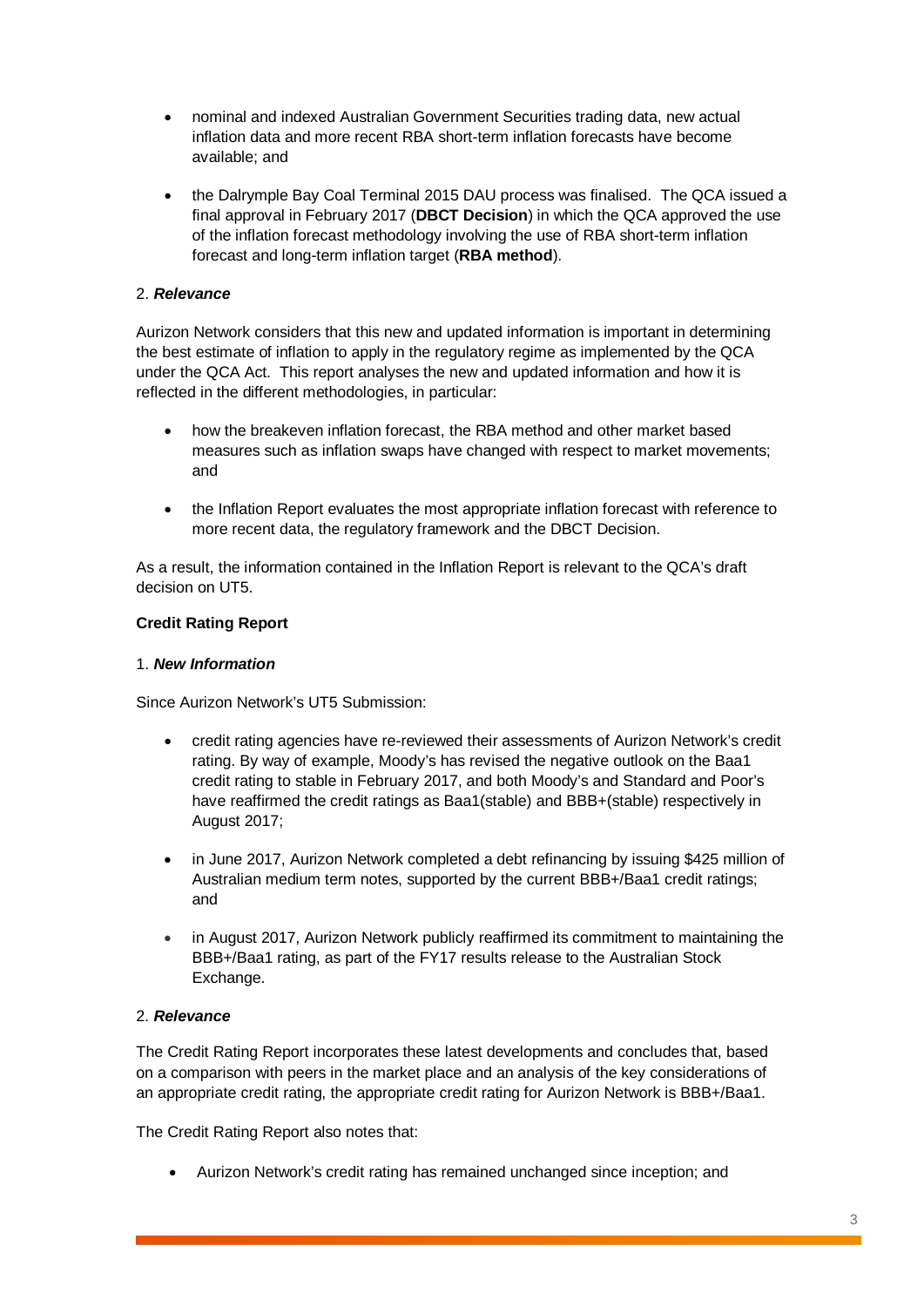- nominal and indexed Australian Government Securities trading data, new actual inflation data and more recent RBA short-term inflation forecasts have become available; and
- the Dalrymple Bay Coal Terminal 2015 DAU process was finalised. The QCA issued a final approval in February 2017 (**DBCT Decision**) in which the QCA approved the use of the inflation forecast methodology involving the use of RBA short-term inflation forecast and long-term inflation target (**RBA method**).

2. ***Relevance***

Aurizon Network considers that this new and updated information is important in determining the best estimate of inflation to apply in the regulatory regime as implemented by the QCA under the QCA Act. This report analyses the new and updated information and how it is reflected in the different methodologies, in particular:

- how the breakeven inflation forecast, the RBA method and other market based measures such as inflation swaps have changed with respect to market movements; and
- the Inflation Report evaluates the most appropriate inflation forecast with reference to more recent data, the regulatory framework and the DBCT Decision.

As a result, the information contained in the Inflation Report is relevant to the QCA's draft decision on UT5.

**Credit Rating Report**

1. ***New Information***

Since Aurizon Network's UT5 Submission:

- credit rating agencies have re-reviewed their assessments of Aurizon Network's credit rating. By way of example, Moody's has revised the negative outlook on the Baa1 credit rating to stable in February 2017, and both Moody's and Standard and Poor's have reaffirmed the credit ratings as Baa1(stable) and BBB+(stable) respectively in August 2017;
- in June 2017, Aurizon Network completed a debt refinancing by issuing $425 million of Australian medium term notes, supported by the current BBB+/Baa1 credit ratings; and
- in August 2017, Aurizon Network publicly reaffirmed its commitment to maintaining the BBB+/Baa1 rating, as part of the FY17 results release to the Australian Stock Exchange.

2. ***Relevance***

The Credit Rating Report incorporates these latest developments and concludes that, based on a comparison with peers in the market place and an analysis of the key considerations of an appropriate credit rating, the appropriate credit rating for Aurizon Network is BBB+/Baa1.

The Credit Rating Report also notes that:

- Aurizon Network's credit rating has remained unchanged since inception; and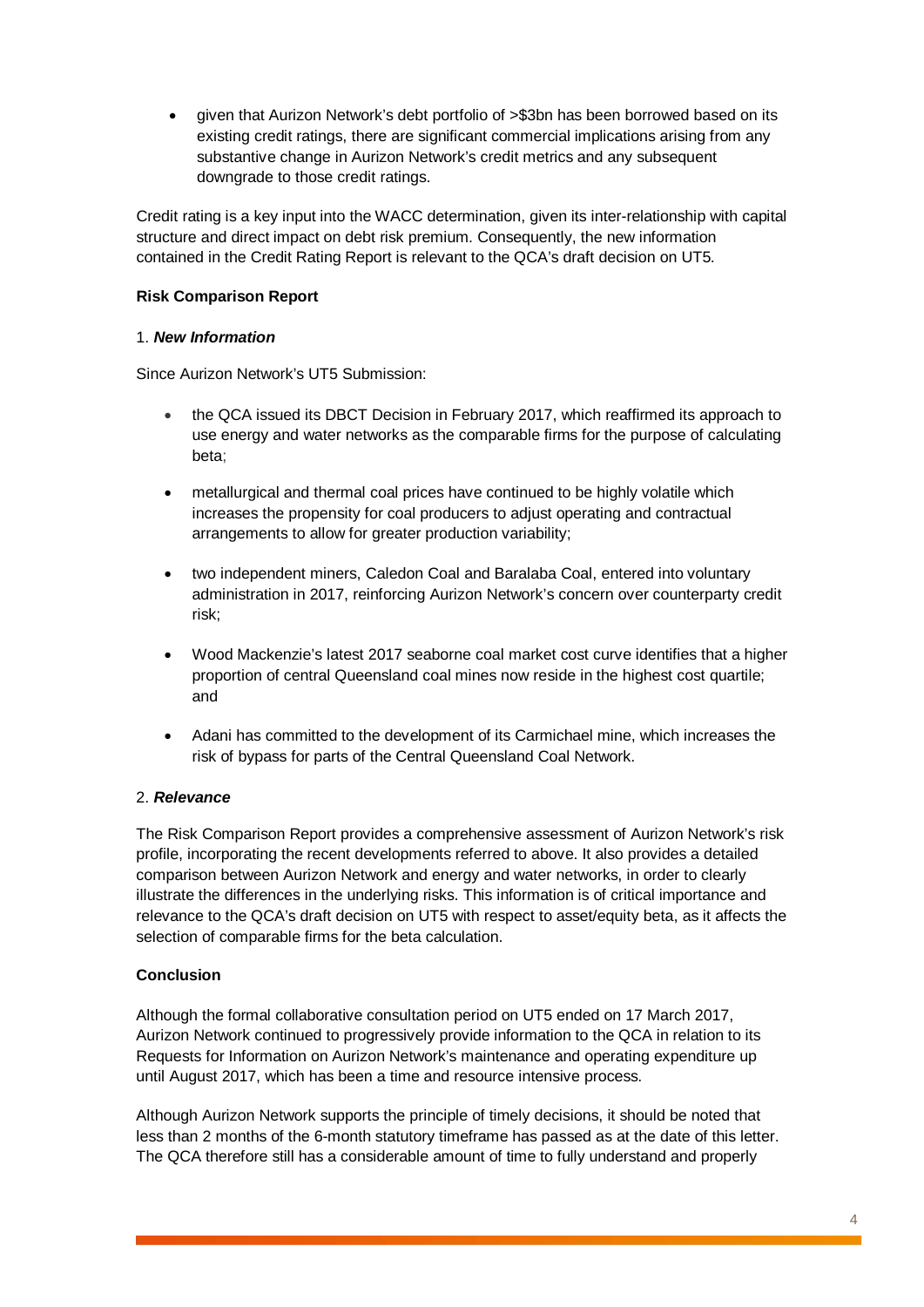- given that Aurizon Network's debt portfolio of >$3bn has been borrowed based on its existing credit ratings, there are significant commercial implications arising from any substantive change in Aurizon Network's credit metrics and any subsequent downgrade to those credit ratings.

Credit rating is a key input into the WACC determination, given its inter-relationship with capital structure and direct impact on debt risk premium. Consequently, the new information contained in the Credit Rating Report is relevant to the QCA's draft decision on UT5.

**Risk Comparison Report**

1. ***New Information***

Since Aurizon Network's UT5 Submission:

- the QCA issued its DBCT Decision in February 2017, which reaffirmed its approach to use energy and water networks as the comparable firms for the purpose of calculating beta;
- metallurgical and thermal coal prices have continued to be highly volatile which increases the propensity for coal producers to adjust operating and contractual arrangements to allow for greater production variability;
- two independent miners, Caledon Coal and Baralaba Coal, entered into voluntary administration in 2017, reinforcing Aurizon Network's concern over counterparty credit risk;
- Wood Mackenzie's latest 2017 seaborne coal market cost curve identifies that a higher proportion of central Queensland coal mines now reside in the highest cost quartile; and
- Adani has committed to the development of its Carmichael mine, which increases the risk of bypass for parts of the Central Queensland Coal Network.

2. ***Relevance***

The Risk Comparison Report provides a comprehensive assessment of Aurizon Network's risk profile, incorporating the recent developments referred to above. It also provides a detailed comparison between Aurizon Network and energy and water networks, in order to clearly illustrate the differences in the underlying risks. This information is of critical importance and relevance to the QCA's draft decision on UT5 with respect to asset/equity beta, as it affects the selection of comparable firms for the beta calculation.

**Conclusion**

Although the formal collaborative consultation period on UT5 ended on 17 March 2017, Aurizon Network continued to progressively provide information to the QCA in relation to its Requests for Information on Aurizon Network's maintenance and operating expenditure up until August 2017, which has been a time and resource intensive process.

Although Aurizon Network supports the principle of timely decisions, it should be noted that less than 2 months of the 6-month statutory timeframe has passed as at the date of this letter. The QCA therefore still has a considerable amount of time to fully understand and properly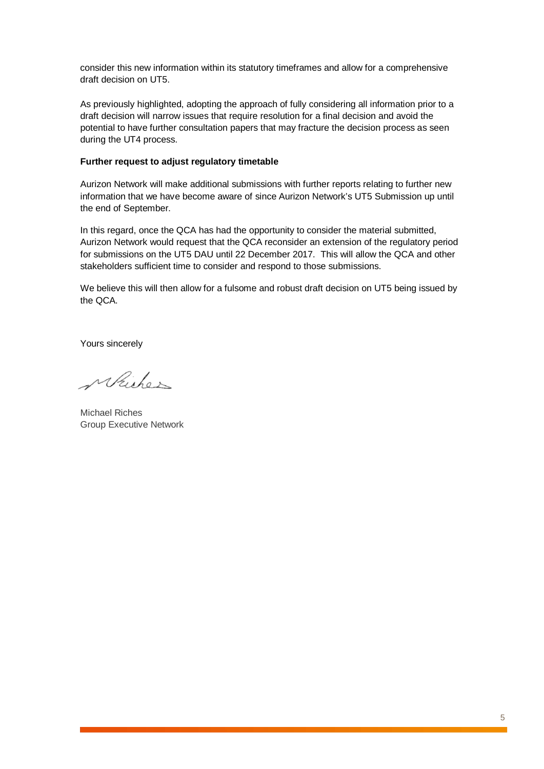consider this new information within its statutory timeframes and allow for a comprehensive draft decision on UT5.

As previously highlighted, adopting the approach of fully considering all information prior to a draft decision will narrow issues that require resolution for a final decision and avoid the potential to have further consultation papers that may fracture the decision process as seen during the UT4 process.

**Further request to adjust regulatory timetable**

Aurizon Network will make additional submissions with further reports relating to further new information that we have become aware of since Aurizon Network's UT5 Submission up until the end of September.

In this regard, once the QCA has had the opportunity to consider the material submitted, Aurizon Network would request that the QCA reconsider an extension of the regulatory period for submissions on the UT5 DAU until 22 December 2017. This will allow the QCA and other stakeholders sufficient time to consider and respond to those submissions.

We believe this will then allow for a fulsome and robust draft decision on UT5 being issued by the QCA.

Yours sincerely

Michael Riches
Group Executive Network